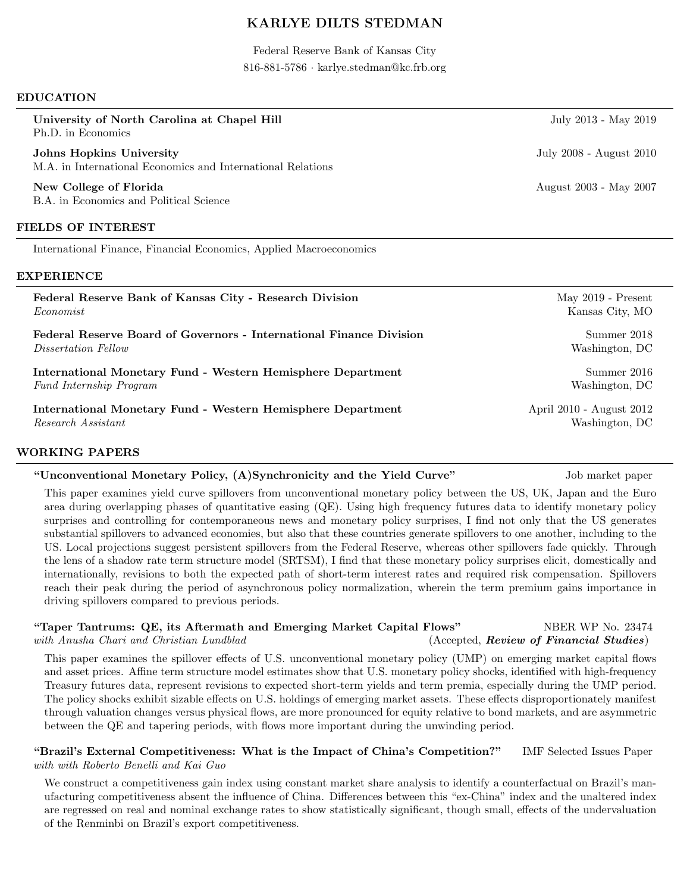# KARLYE DILTS STEDMAN

Federal Reserve Bank of Kansas City
816-881-5786 · karlye.stedman@kc.frb.org

## EDUCATION

**University of North Carolina at Chapel Hill** — July 2013 - May 2019
Ph.D. in Economics

**Johns Hopkins University** — July 2008 - August 2010
M.A. in International Economics and International Relations

**New College of Florida** — August 2003 - May 2007
B.A. in Economics and Political Science

## FIELDS OF INTEREST

International Finance, Financial Economics, Applied Macroeconomics

## EXPERIENCE

**Federal Reserve Bank of Kansas City - Research Division** — May 2019 - Present
*Economist* — Kansas City, MO

**Federal Reserve Board of Governors - International Finance Division** — Summer 2018
*Dissertation Fellow* — Washington, DC

**International Monetary Fund - Western Hemisphere Department** — Summer 2016
*Fund Internship Program* — Washington, DC

**International Monetary Fund - Western Hemisphere Department** — April 2010 - August 2012
*Research Assistant* — Washington, DC

## WORKING PAPERS

**"Unconventional Monetary Policy, (A)Synchronicity and the Yield Curve"** — Job market paper

This paper examines yield curve spillovers from unconventional monetary policy between the US, UK, Japan and the Euro area during overlapping phases of quantitative easing (QE). Using high frequency futures data to identify monetary policy surprises and controlling for contemporaneous news and monetary policy surprises, I find not only that the US generates substantial spillovers to advanced economies, but also that these countries generate spillovers to one another, including to the US. Local projections suggest persistent spillovers from the Federal Reserve, whereas other spillovers fade quickly. Through the lens of a shadow rate term structure model (SRTSM), I find that these monetary policy surprises elicit, domestically and internationally, revisions to both the expected path of short-term interest rates and required risk compensation. Spillovers reach their peak during the period of asynchronous policy normalization, wherein the term premium gains importance in driving spillovers compared to previous periods.

**"Taper Tantrums: QE, its Aftermath and Emerging Market Capital Flows"** — NBER WP No. 23474
*with Anusha Chari and Christian Lundblad* — (Accepted, ***Review of Financial Studies***)

This paper examines the spillover effects of U.S. unconventional monetary policy (UMP) on emerging market capital flows and asset prices. Affine term structure model estimates show that U.S. monetary policy shocks, identified with high-frequency Treasury futures data, represent revisions to expected short-term yields and term premia, especially during the UMP period. The policy shocks exhibit sizable effects on U.S. holdings of emerging market assets. These effects disproportionately manifest through valuation changes versus physical flows, are more pronounced for equity relative to bond markets, and are asymmetric between the QE and tapering periods, with flows more important during the unwinding period.

**"Brazil's External Competitiveness: What is the Impact of China's Competition?"** — IMF Selected Issues Paper
*with with Roberto Benelli and Kai Guo*

We construct a competitiveness gain index using constant market share analysis to identify a counterfactual on Brazil's manufacturing competitiveness absent the influence of China. Differences between this "ex-China" index and the unaltered index are regressed on real and nominal exchange rates to show statistically significant, though small, effects of the undervaluation of the Renminbi on Brazil's export competitiveness.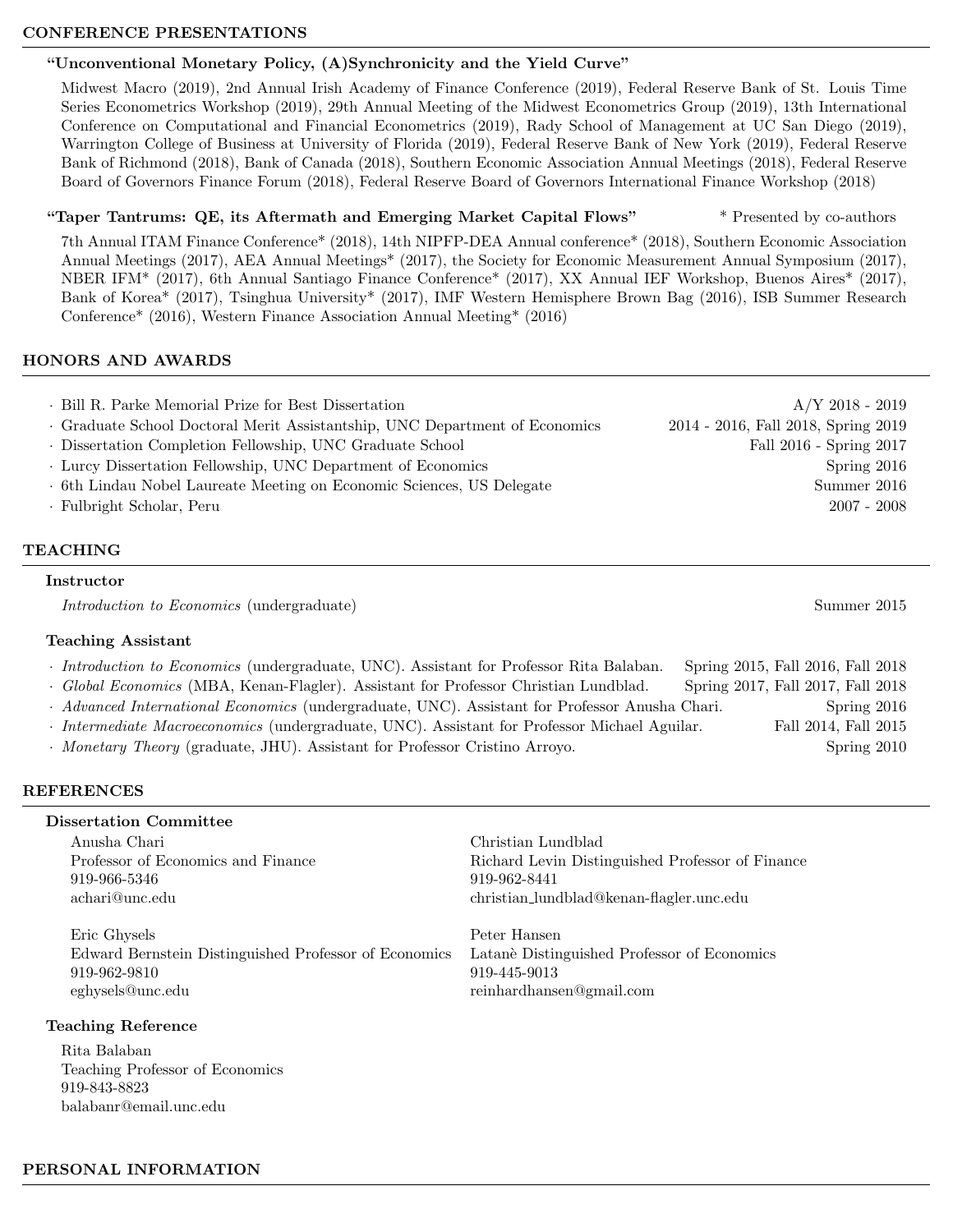## CONFERENCE PRESENTATIONS

**"Unconventional Monetary Policy, (A)Synchronicity and the Yield Curve"**

Midwest Macro (2019), 2nd Annual Irish Academy of Finance Conference (2019), Federal Reserve Bank of St. Louis Time Series Econometrics Workshop (2019), 29th Annual Meeting of the Midwest Econometrics Group (2019), 13th International Conference on Computational and Financial Econometrics (2019), Rady School of Management at UC San Diego (2019), Warrington College of Business at University of Florida (2019), Federal Reserve Bank of New York (2019), Federal Reserve Bank of Richmond (2018), Bank of Canada (2018), Southern Economic Association Annual Meetings (2018), Federal Reserve Board of Governors Finance Forum (2018), Federal Reserve Board of Governors International Finance Workshop (2018)

**"Taper Tantrums: QE, its Aftermath and Emerging Market Capital Flows"** * Presented by co-authors

7th Annual ITAM Finance Conference* (2018), 14th NIPFP-DEA Annual conference* (2018), Southern Economic Association Annual Meetings (2017), AEA Annual Meetings* (2017), the Society for Economic Measurement Annual Symposium (2017), NBER IFM* (2017), 6th Annual Santiago Finance Conference* (2017), XX Annual IEF Workshop, Buenos Aires* (2017), Bank of Korea* (2017), Tsinghua University* (2017), IMF Western Hemisphere Brown Bag (2016), ISB Summer Research Conference* (2016), Western Finance Association Annual Meeting* (2016)

## HONORS AND AWARDS

- Bill R. Parke Memorial Prize for Best Dissertation — A/Y 2018 - 2019
- Graduate School Doctoral Merit Assistantship, UNC Department of Economics — 2014 - 2016, Fall 2018, Spring 2019
- Dissertation Completion Fellowship, UNC Graduate School — Fall 2016 - Spring 2017
- Lurcy Dissertation Fellowship, UNC Department of Economics — Spring 2016
- 6th Lindau Nobel Laureate Meeting on Economic Sciences, US Delegate — Summer 2016
- Fulbright Scholar, Peru — 2007 - 2008

## TEACHING

### Instructor

*Introduction to Economics* (undergraduate) — Summer 2015

### Teaching Assistant

- *Introduction to Economics* (undergraduate, UNC). Assistant for Professor Rita Balaban. — Spring 2015, Fall 2016, Fall 2018
- *Global Economics* (MBA, Kenan-Flagler). Assistant for Professor Christian Lundblad. — Spring 2017, Fall 2017, Fall 2018
- *Advanced International Economics* (undergraduate, UNC). Assistant for Professor Anusha Chari. — Spring 2016
- *Intermediate Macroeconomics* (undergraduate, UNC). Assistant for Professor Michael Aguilar. — Fall 2014, Fall 2015
- *Monetary Theory* (graduate, JHU). Assistant for Professor Cristino Arroyo. — Spring 2010

## REFERENCES

### Dissertation Committee

Anusha Chari
Professor of Economics and Finance
919-966-5346
achari@unc.edu

Christian Lundblad
Richard Levin Distinguished Professor of Finance
919-962-8441
christian_lundblad@kenan-flagler.unc.edu

Eric Ghysels
Edward Bernstein Distinguished Professor of Economics
919-962-9810
eghysels@unc.edu

Peter Hansen
Latanè Distinguished Professor of Economics
919-445-9013
reinhardhansen@gmail.com

### Teaching Reference

Rita Balaban
Teaching Professor of Economics
919-843-8823
balabanr@email.unc.edu

## PERSONAL INFORMATION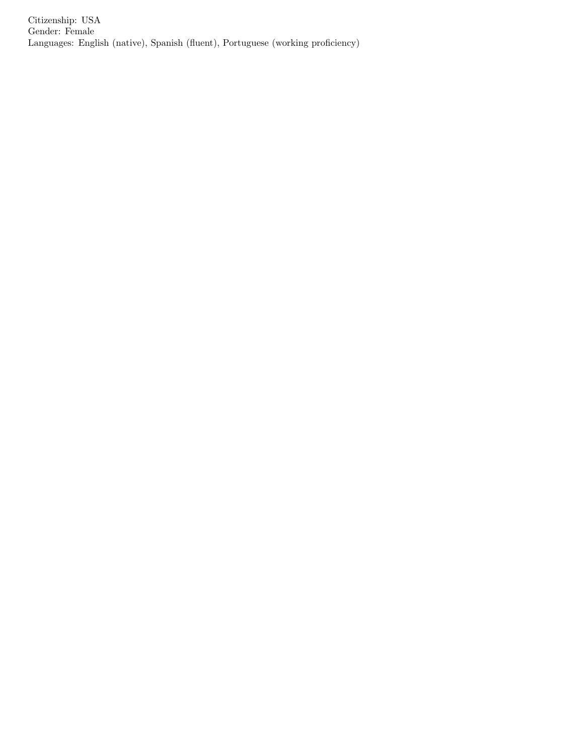Citizenship: USA
Gender: Female
Languages: English (native), Spanish (fluent), Portuguese (working proficiency)